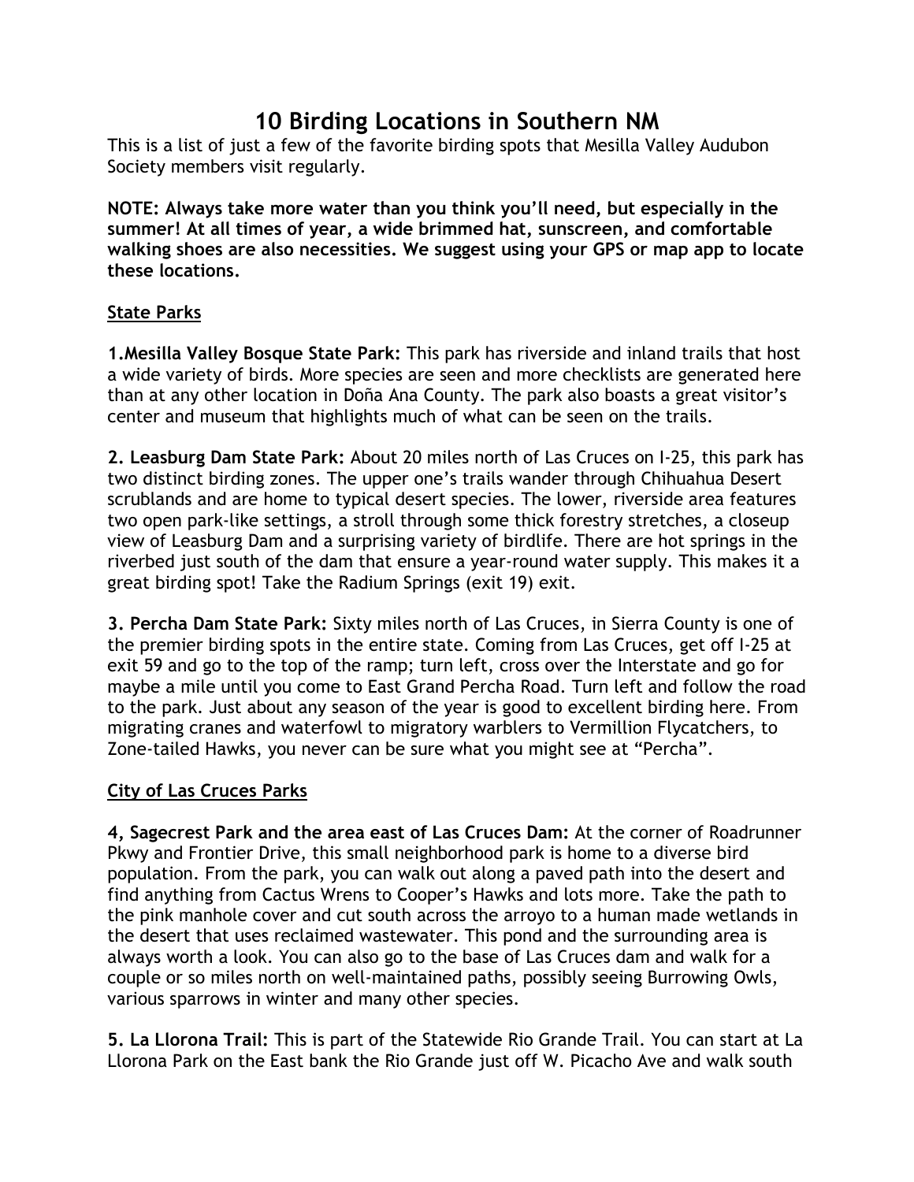# 10 Birding Locations in Southern NM

This is a list of just a few of the favorite birding spots that Mesilla Valley Audubon Society members visit regularly.

**NOTE: Always take more water than you think you'll need, but especially in the summer! At all times of year, a wide brimmed hat, sunscreen, and comfortable walking shoes are also necessities. We suggest using your GPS or map app to locate these locations.**

## State Parks

**1.Mesilla Valley Bosque State Park:** This park has riverside and inland trails that host a wide variety of birds. More species are seen and more checklists are generated here than at any other location in Doña Ana County. The park also boasts a great visitor's center and museum that highlights much of what can be seen on the trails.

**2. Leasburg Dam State Park:** About 20 miles north of Las Cruces on I-25, this park has two distinct birding zones. The upper one's trails wander through Chihuahua Desert scrublands and are home to typical desert species. The lower, riverside area features two open park-like settings, a stroll through some thick forestry stretches, a closeup view of Leasburg Dam and a surprising variety of birdlife. There are hot springs in the riverbed just south of the dam that ensure a year-round water supply. This makes it a great birding spot! Take the Radium Springs (exit 19) exit.

**3. Percha Dam State Park:** Sixty miles north of Las Cruces, in Sierra County is one of the premier birding spots in the entire state. Coming from Las Cruces, get off I-25 at exit 59 and go to the top of the ramp; turn left, cross over the Interstate and go for maybe a mile until you come to East Grand Percha Road. Turn left and follow the road to the park. Just about any season of the year is good to excellent birding here. From migrating cranes and waterfowl to migratory warblers to Vermillion Flycatchers, to Zone-tailed Hawks, you never can be sure what you might see at "Percha".

## City of Las Cruces Parks

**4, Sagecrest Park and the area east of Las Cruces Dam:** At the corner of Roadrunner Pkwy and Frontier Drive, this small neighborhood park is home to a diverse bird population. From the park, you can walk out along a paved path into the desert and find anything from Cactus Wrens to Cooper's Hawks and lots more. Take the path to the pink manhole cover and cut south across the arroyo to a human made wetlands in the desert that uses reclaimed wastewater. This pond and the surrounding area is always worth a look. You can also go to the base of Las Cruces dam and walk for a couple or so miles north on well-maintained paths, possibly seeing Burrowing Owls, various sparrows in winter and many other species.

**5. La Llorona Trail:** This is part of the Statewide Rio Grande Trail. You can start at La Llorona Park on the East bank the Rio Grande just off W. Picacho Ave and walk south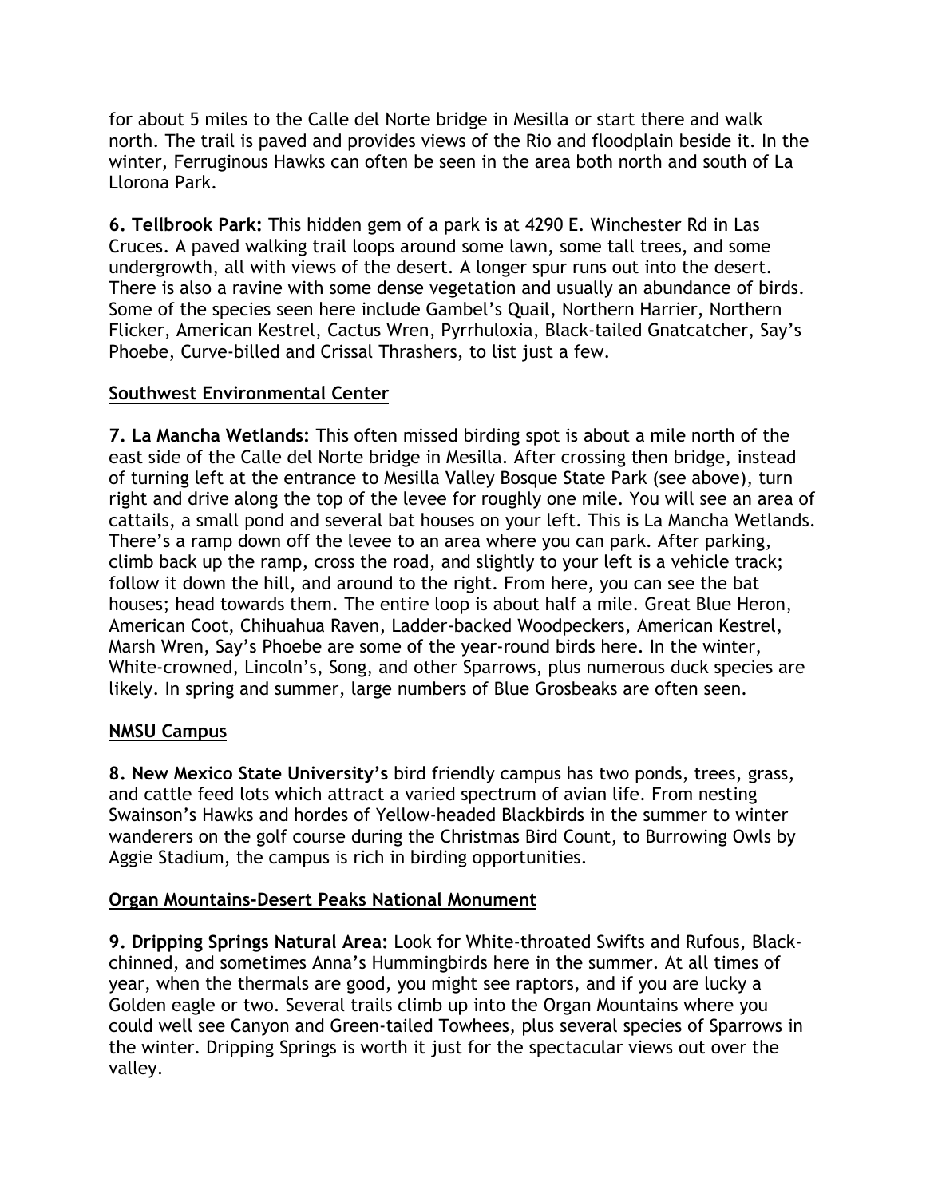for about 5 miles to the Calle del Norte bridge in Mesilla or start there and walk north. The trail is paved and provides views of the Rio and floodplain beside it. In the winter, Ferruginous Hawks can often be seen in the area both north and south of La Llorona Park.

**6. Tellbrook Park:** This hidden gem of a park is at 4290 E. Winchester Rd in Las Cruces. A paved walking trail loops around some lawn, some tall trees, and some undergrowth, all with views of the desert. A longer spur runs out into the desert. There is also a ravine with some dense vegetation and usually an abundance of birds. Some of the species seen here include Gambel's Quail, Northern Harrier, Northern Flicker, American Kestrel, Cactus Wren, Pyrrhuloxia, Black-tailed Gnatcatcher, Say's Phoebe, Curve-billed and Crissal Thrashers, to list just a few.

## Southwest Environmental Center

**7. La Mancha Wetlands:** This often missed birding spot is about a mile north of the east side of the Calle del Norte bridge in Mesilla. After crossing then bridge, instead of turning left at the entrance to Mesilla Valley Bosque State Park (see above), turn right and drive along the top of the levee for roughly one mile. You will see an area of cattails, a small pond and several bat houses on your left. This is La Mancha Wetlands. There's a ramp down off the levee to an area where you can park. After parking, climb back up the ramp, cross the road, and slightly to your left is a vehicle track; follow it down the hill, and around to the right. From here, you can see the bat houses; head towards them. The entire loop is about half a mile. Great Blue Heron, American Coot, Chihuahua Raven, Ladder-backed Woodpeckers, American Kestrel, Marsh Wren, Say's Phoebe are some of the year-round birds here. In the winter, White-crowned, Lincoln's, Song, and other Sparrows, plus numerous duck species are likely. In spring and summer, large numbers of Blue Grosbeaks are often seen.

## NMSU Campus

**8. New Mexico State University's** bird friendly campus has two ponds, trees, grass, and cattle feed lots which attract a varied spectrum of avian life. From nesting Swainson's Hawks and hordes of Yellow-headed Blackbirds in the summer to winter wanderers on the golf course during the Christmas Bird Count, to Burrowing Owls by Aggie Stadium, the campus is rich in birding opportunities.

## Organ Mountains-Desert Peaks National Monument

**9. Dripping Springs Natural Area:** Look for White-throated Swifts and Rufous, Black-chinned, and sometimes Anna's Hummingbirds here in the summer. At all times of year, when the thermals are good, you might see raptors, and if you are lucky a Golden eagle or two. Several trails climb up into the Organ Mountains where you could well see Canyon and Green-tailed Towhees, plus several species of Sparrows in the winter. Dripping Springs is worth it just for the spectacular views out over the valley.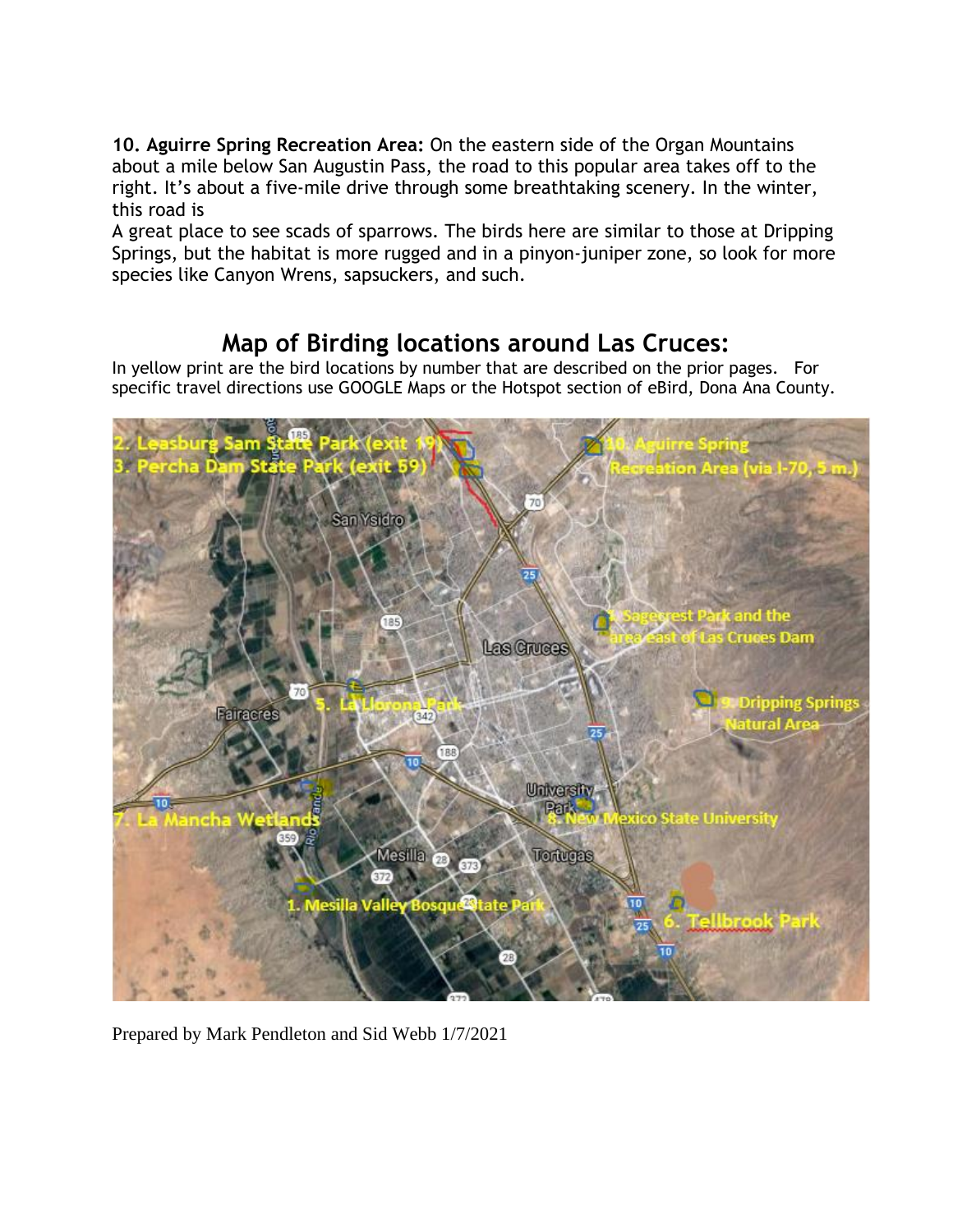**10. Aguirre Spring Recreation Area:** On the eastern side of the Organ Mountains about a mile below San Augustin Pass, the road to this popular area takes off to the right. It's about a five-mile drive through some breathtaking scenery. In the winter, this road is

A great place to see scads of sparrows. The birds here are similar to those at Dripping Springs, but the habitat is more rugged and in a pinyon-juniper zone, so look for more species like Canyon Wrens, sapsuckers, and such.

## Map of Birding locations around Las Cruces:

In yellow print are the bird locations by number that are described on the prior pages. For specific travel directions use GOOGLE Maps or the Hotspot section of eBird, Dona Ana County.

2. Leasburg Sam State Park (exit 19)
3. Percha Dam State Park (exit 59)
10. Aguirre Spring Recreation Area (via I-70, 5 m.)
4. Sagecrest Park and the area east of Las Cruces Dam
9. Dripping Springs Natural Area
5. La Llorona Park
7. La Mancha Wetlands
8. New Mexico State University
1. Mesilla Valley Bosque State Park
6. Tellbrook Park

Prepared by Mark Pendleton and Sid Webb 1/7/2021